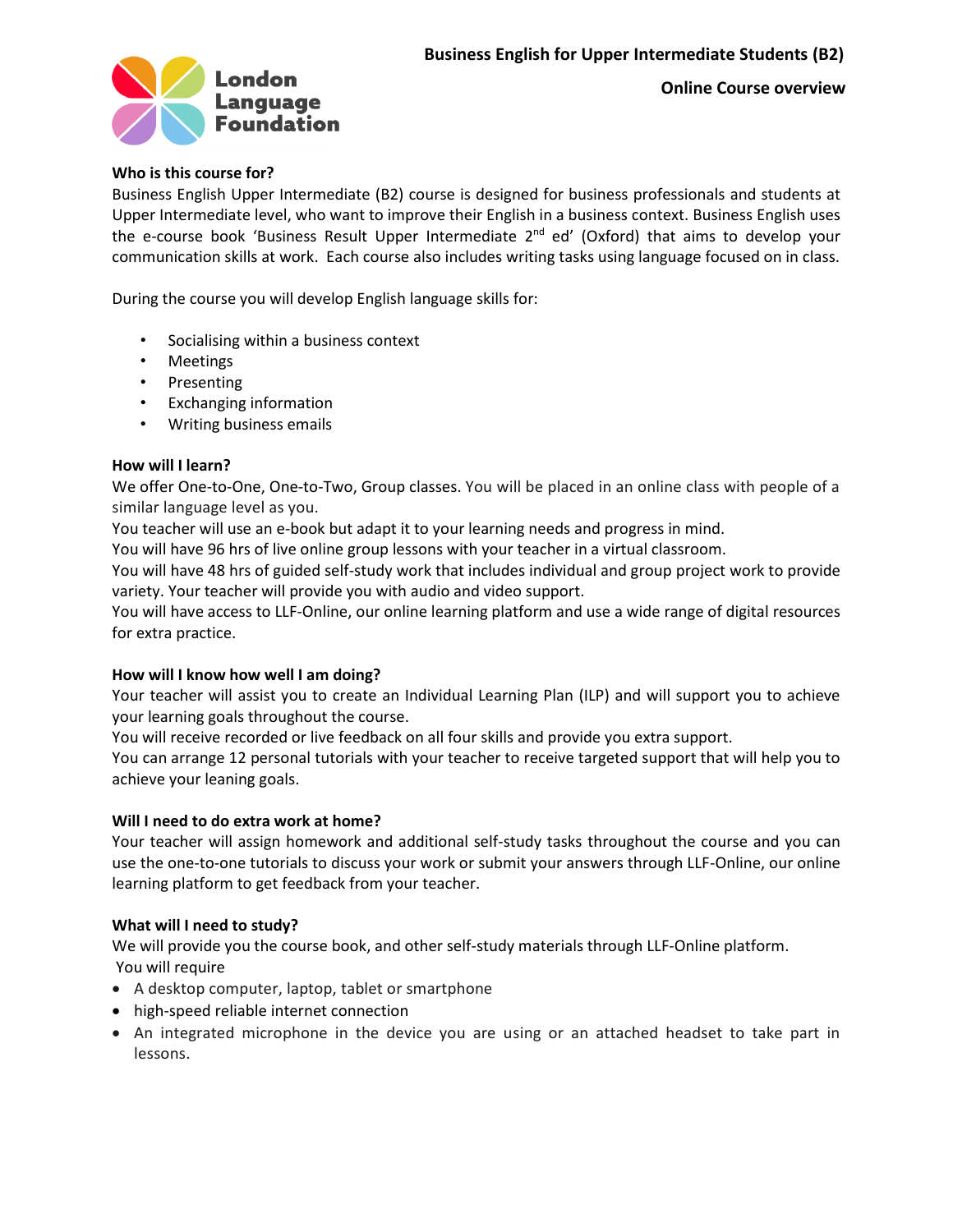London Language Foundation

# Business English for Upper Intermediate Students (B2)

## Online Course overview

**Who is this course for?**

Business English Upper Intermediate (B2) course is designed for business professionals and students at Upper Intermediate level, who want to improve their English in a business context. Business English uses the e-course book 'Business Result Upper Intermediate 2nd ed' (Oxford) that aims to develop your communication skills at work. Each course also includes writing tasks using language focused on in class.

During the course you will develop English language skills for:

- Socialising within a business context
- Meetings
- Presenting
- Exchanging information
- Writing business emails

**How will I learn?**

We offer One-to-One, One-to-Two, Group classes. You will be placed in an online class with people of a similar language level as you.
You teacher will use an e-book but adapt it to your learning needs and progress in mind.
You will have 96 hrs of live online group lessons with your teacher in a virtual classroom.
You will have 48 hrs of guided self-study work that includes individual and group project work to provide variety. Your teacher will provide you with audio and video support.
You will have access to LLF-Online, our online learning platform and use a wide range of digital resources for extra practice.

**How will I know how well I am doing?**

Your teacher will assist you to create an Individual Learning Plan (ILP) and will support you to achieve your learning goals throughout the course.
You will receive recorded or live feedback on all four skills and provide you extra support.
You can arrange 12 personal tutorials with your teacher to receive targeted support that will help you to achieve your leaning goals.

**Will I need to do extra work at home?**

Your teacher will assign homework and additional self-study tasks throughout the course and you can use the one-to-one tutorials to discuss your work or submit your answers through LLF-Online, our online learning platform to get feedback from your teacher.

**What will I need to study?**

We will provide you the course book, and other self-study materials through LLF-Online platform.
You will require

- A desktop computer, laptop, tablet or smartphone
- high-speed reliable internet connection
- An integrated microphone in the device you are using or an attached headset to take part in lessons.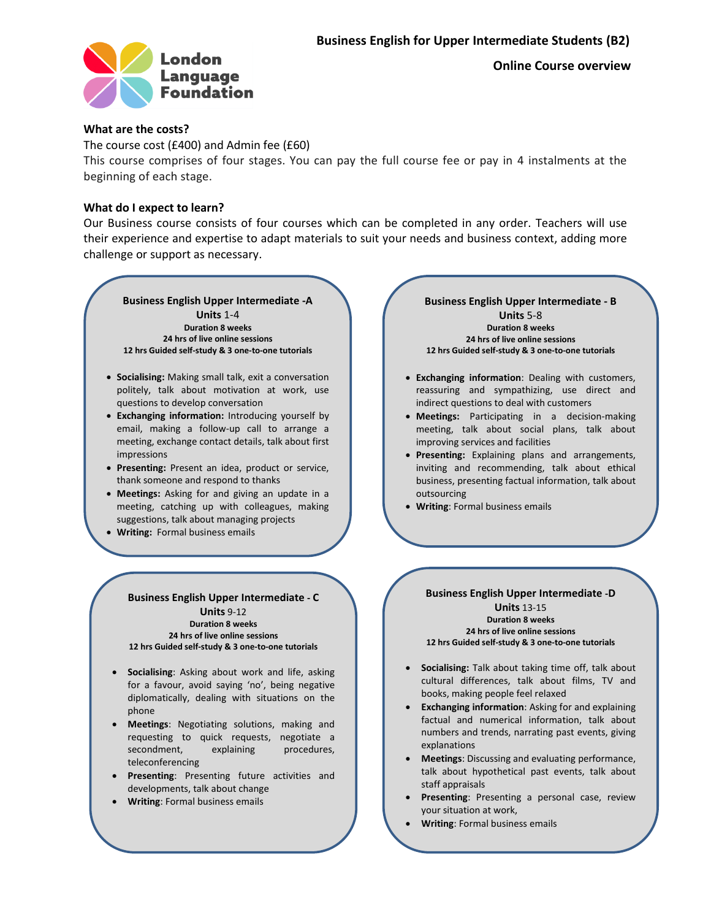**Business English for Upper Intermediate Students (B2)**

**Online Course overview**

London Language Foundation

**What are the costs?**

The course cost (£400) and Admin fee (£60)

This course comprises of four stages. You can pay the full course fee or pay in 4 instalments at the beginning of each stage.

**What do I expect to learn?**

Our Business course consists of four courses which can be completed in any order. Teachers will use their experience and expertise to adapt materials to suit your needs and business context, adding more challenge or support as necessary.

**Business English Upper Intermediate -A**
**Units** 1-4
**Duration 8 weeks**
**24 hrs of live online sessions**
**12 hrs Guided self-study & 3 one-to-one tutorials**

- **Socialising:** Making small talk, exit a conversation politely, talk about motivation at work, use questions to develop conversation
- **Exchanging information:** Introducing yourself by email, making a follow-up call to arrange a meeting, exchange contact details, talk about first impressions
- **Presenting:** Present an idea, product or service, thank someone and respond to thanks
- **Meetings:** Asking for and giving an update in a meeting, catching up with colleagues, making suggestions, talk about managing projects
- **Writing:** Formal business emails

**Business English Upper Intermediate - B**
**Units** 5-8
**Duration 8 weeks**
**24 hrs of live online sessions**
**12 hrs Guided self-study & 3 one-to-one tutorials**

- **Exchanging information**: Dealing with customers, reassuring and sympathizing, use direct and indirect questions to deal with customers
- **Meetings:** Participating in a decision-making meeting, talk about social plans, talk about improving services and facilities
- **Presenting:** Explaining plans and arrangements, inviting and recommending, talk about ethical business, presenting factual information, talk about outsourcing
- **Writing**: Formal business emails

**Business English Upper Intermediate - C**
**Units** 9-12
**Duration 8 weeks**
**24 hrs of live online sessions**
**12 hrs Guided self-study & 3 one-to-one tutorials**

- **Socialising**: Asking about work and life, asking for a favour, avoid saying 'no', being negative diplomatically, dealing with situations on the phone
- **Meetings**: Negotiating solutions, making and requesting to quick requests, negotiate a secondment, explaining procedures, teleconferencing
- **Presenting**: Presenting future activities and developments, talk about change
- **Writing**: Formal business emails

**Business English Upper Intermediate -D**
**Units** 13-15
**Duration 8 weeks**
**24 hrs of live online sessions**
**12 hrs Guided self-study & 3 one-to-one tutorials**

- **Socialising:** Talk about taking time off, talk about cultural differences, talk about films, TV and books, making people feel relaxed
- **Exchanging information**: Asking for and explaining factual and numerical information, talk about numbers and trends, narrating past events, giving explanations
- **Meetings**: Discussing and evaluating performance, talk about hypothetical past events, talk about staff appraisals
- **Presenting**: Presenting a personal case, review your situation at work,
- **Writing**: Formal business emails